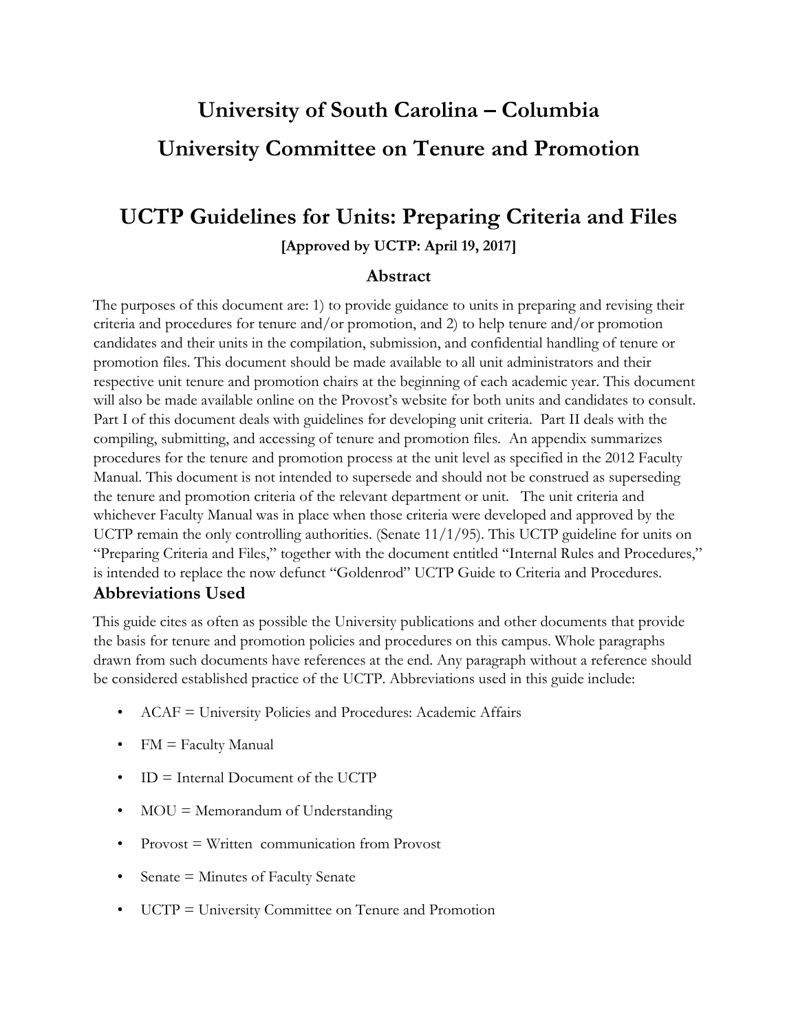# University of South Carolina – Columbia

# University Committee on Tenure and Promotion

## UCTP Guidelines for Units: Preparing Criteria and Files

**[Approved by UCTP: April 19, 2017]**

### Abstract

The purposes of this document are: 1) to provide guidance to units in preparing and revising their criteria and procedures for tenure and/or promotion, and 2) to help tenure and/or promotion candidates and their units in the compilation, submission, and confidential handling of tenure or promotion files. This document should be made available to all unit administrators and their respective unit tenure and promotion chairs at the beginning of each academic year. This document will also be made available online on the Provost's website for both units and candidates to consult. Part I of this document deals with guidelines for developing unit criteria. Part II deals with the compiling, submitting, and accessing of tenure and promotion files. An appendix summarizes procedures for the tenure and promotion process at the unit level as specified in the 2012 Faculty Manual. This document is not intended to supersede and should not be construed as superseding the tenure and promotion criteria of the relevant department or unit. The unit criteria and whichever Faculty Manual was in place when those criteria were developed and approved by the UCTP remain the only controlling authorities. (Senate 11/1/95). This UCTP guideline for units on "Preparing Criteria and Files," together with the document entitled "Internal Rules and Procedures," is intended to replace the now defunct "Goldenrod" UCTP Guide to Criteria and Procedures.

### Abbreviations Used

This guide cites as often as possible the University publications and other documents that provide the basis for tenure and promotion policies and procedures on this campus. Whole paragraphs drawn from such documents have references at the end. Any paragraph without a reference should be considered established practice of the UCTP. Abbreviations used in this guide include:

- ACAF = University Policies and Procedures: Academic Affairs
- FM = Faculty Manual
- ID = Internal Document of the UCTP
- MOU = Memorandum of Understanding
- Provost = Written communication from Provost
- Senate = Minutes of Faculty Senate
- UCTP = University Committee on Tenure and Promotion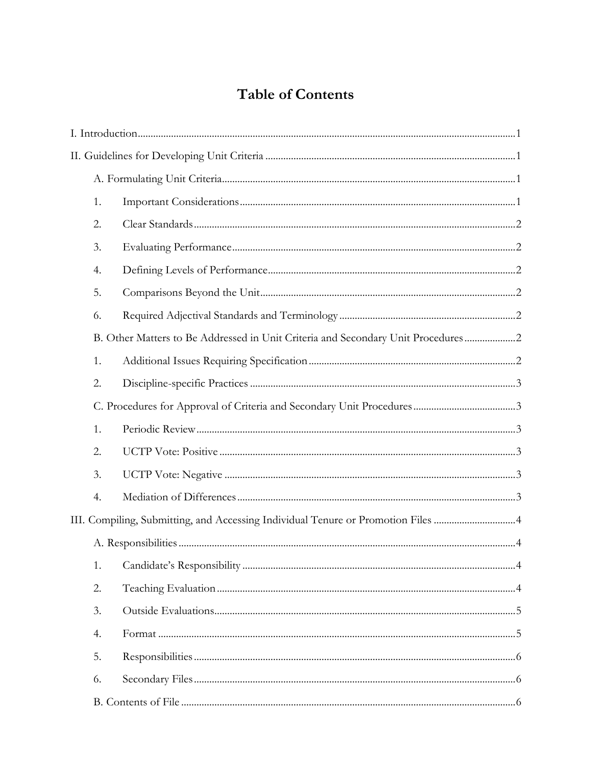# Table of Contents

I. Introduction....1

II. Guidelines for Developing Unit Criteria....1

A. Formulating Unit Criteria....1

1. Important Considerations....1
2. Clear Standards....2
3. Evaluating Performance....2
4. Defining Levels of Performance....2
5. Comparisons Beyond the Unit....2
6. Required Adjectival Standards and Terminology....2

B. Other Matters to Be Addressed in Unit Criteria and Secondary Unit Procedures....2

1. Additional Issues Requiring Specification....2
2. Discipline-specific Practices....3

C. Procedures for Approval of Criteria and Secondary Unit Procedures....3

1. Periodic Review....3
2. UCTP Vote: Positive....3
3. UCTP Vote: Negative....3
4. Mediation of Differences....3

III. Compiling, Submitting, and Accessing Individual Tenure or Promotion Files....4

A. Responsibilities....4

1. Candidate's Responsibility....4
2. Teaching Evaluation....4
3. Outside Evaluations....5
4. Format....5
5. Responsibilities....6
6. Secondary Files....6

B. Contents of File....6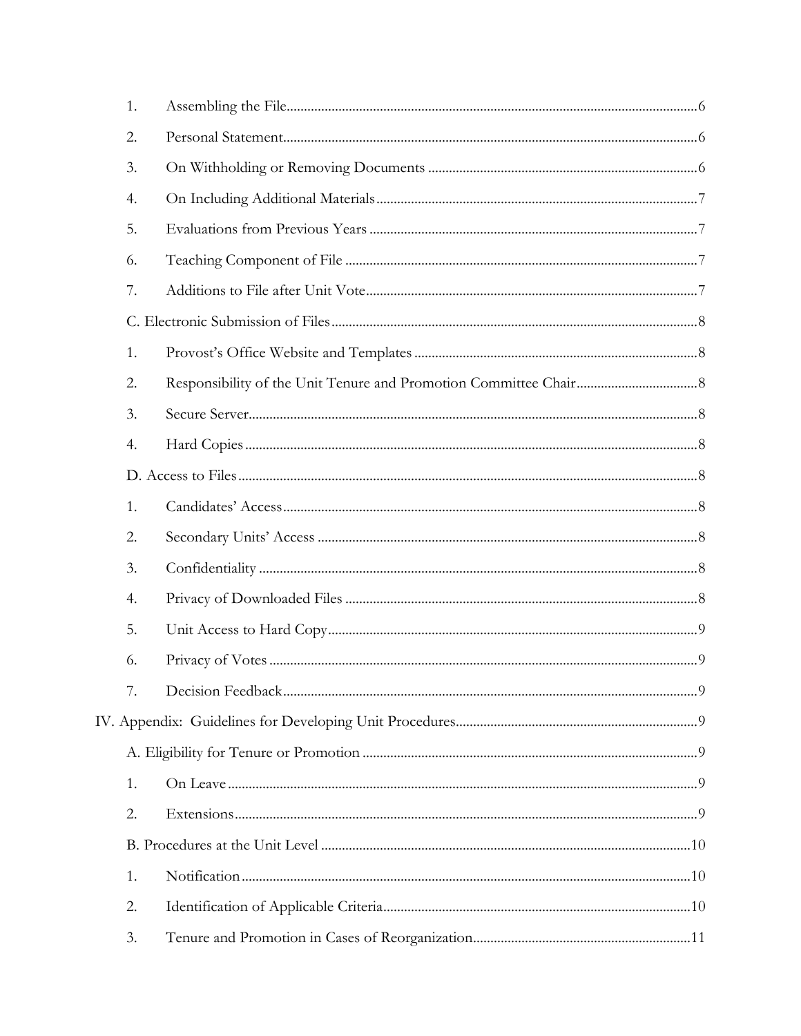1. Assembling the File ........................................................................................ 6

2. Personal Statement ........................................................................................ 6

3. On Withholding or Removing Documents ........................................................ 6

4. On Including Additional Materials ................................................................... 7

5. Evaluations from Previous Years ..................................................................... 7

6. Teaching Component of File ........................................................................... 7

7. Additions to File after Unit Vote ...................................................................... 7

C. Electronic Submission of Files ............................................................................ 8

1. Provost's Office Website and Templates ........................................................... 8

2. Responsibility of the Unit Tenure and Promotion Committee Chair .................... 8

3. Secure Server ................................................................................................. 8

4. Hard Copies ................................................................................................... 8

D. Access to Files .................................................................................................. 8

1. Candidates' Access ......................................................................................... 8

2. Secondary Units' Access .................................................................................. 8

3. Confidentiality ................................................................................................ 8

4. Privacy of Downloaded Files ............................................................................ 8

5. Unit Access to Hard Copy ................................................................................ 9

6. Privacy of Votes .............................................................................................. 9

7. Decision Feedback .......................................................................................... 9

IV. Appendix: Guidelines for Developing Unit Procedures ............................................. 9

A. Eligibility for Tenure or Promotion ....................................................................... 9

1. On Leave ........................................................................................................ 9

2. Extensions ...................................................................................................... 9

B. Procedures at the Unit Level .............................................................................. 10

1. Notification .................................................................................................... 10

2. Identification of Applicable Criteria ................................................................... 10

3. Tenure and Promotion in Cases of Reorganization ............................................. 11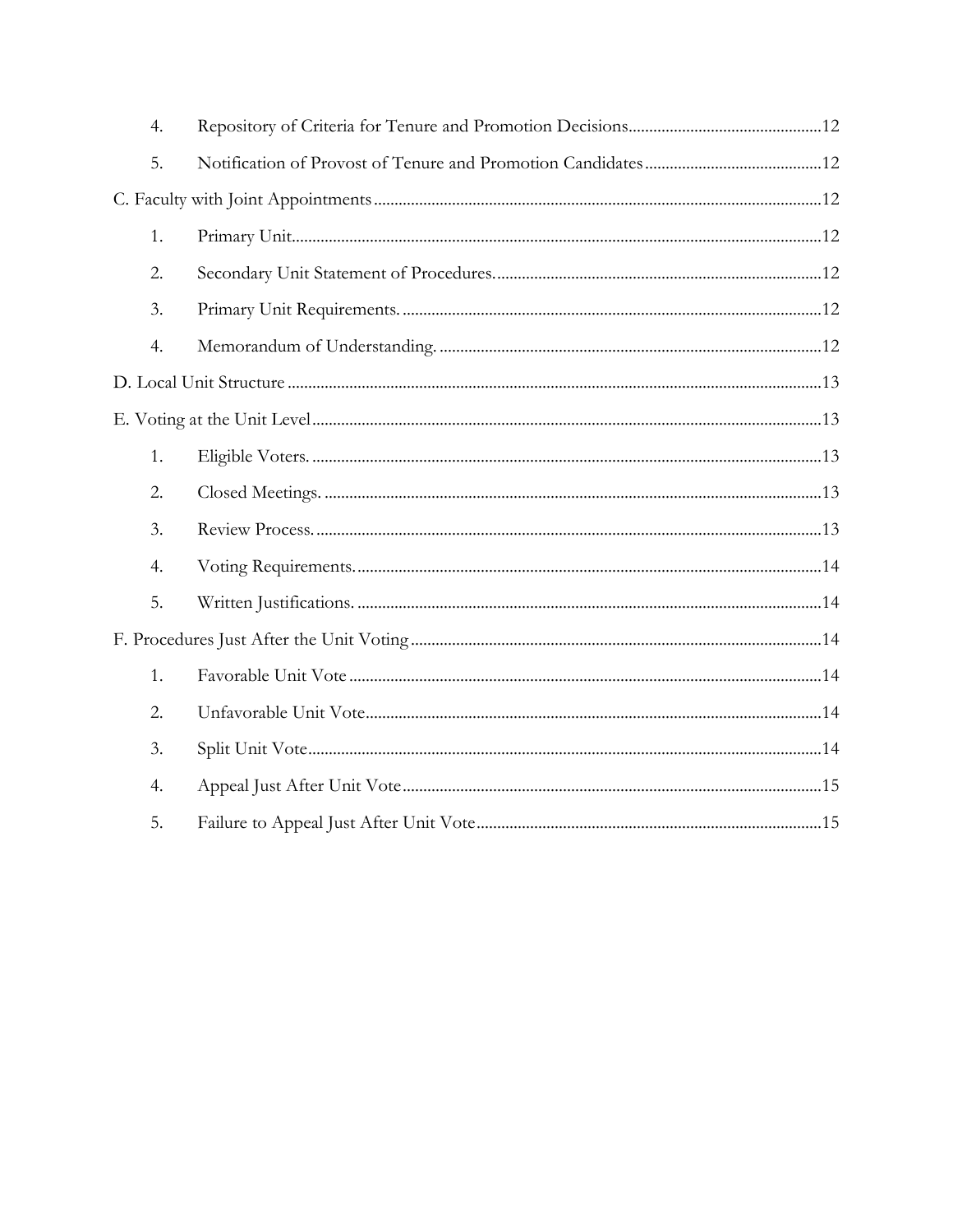4. Repository of Criteria for Tenure and Promotion Decisions ............................................. 12
5. Notification of Provost of Tenure and Promotion Candidates ........................................... 12

C. Faculty with Joint Appointments ........................................................................................... 12

1. Primary Unit ................................................................................................................ 12
2. Secondary Unit Statement of Procedures. ............................................................................... 12
3. Primary Unit Requirements. ..................................................................................................... 12
4. Memorandum of Understanding. ............................................................................................. 12

D. Local Unit Structure ................................................................................................................. 13

E. Voting at the Unit Level ........................................................................................................... 13

1. Eligible Voters. ......................................................................................................................... 13
2. Closed Meetings. ...................................................................................................................... 13
3. Review Process. ........................................................................................................................ 13
4. Voting Requirements. .............................................................................................................. 14
5. Written Justifications. .............................................................................................................. 14

F. Procedures Just After the Unit Voting ................................................................................... 14

1. Favorable Unit Vote ................................................................................................................ 14
2. Unfavorable Unit Vote ............................................................................................................ 14
3. Split Unit Vote .......................................................................................................................... 14
4. Appeal Just After Unit Vote .................................................................................................... 15
5. Failure to Appeal Just After Unit Vote ................................................................................... 15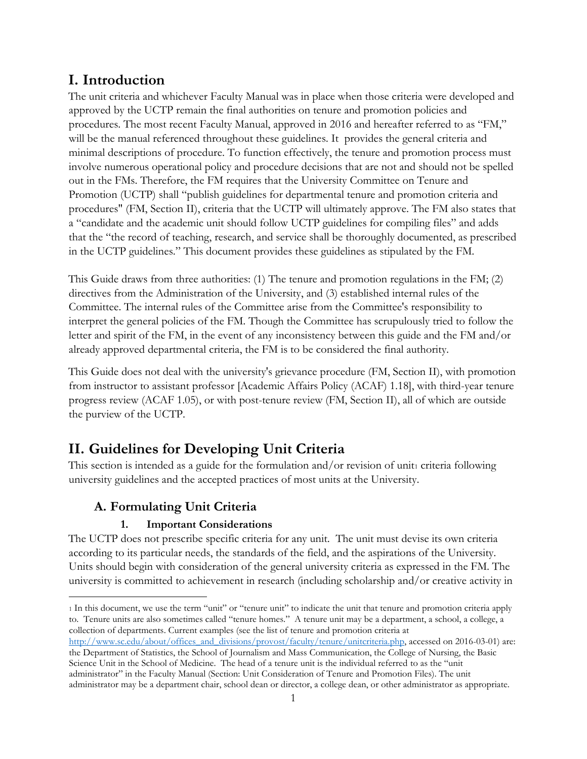# I. Introduction

The unit criteria and whichever Faculty Manual was in place when those criteria were developed and approved by the UCTP remain the final authorities on tenure and promotion policies and procedures. The most recent Faculty Manual, approved in 2016 and hereafter referred to as "FM," will be the manual referenced throughout these guidelines. It provides the general criteria and minimal descriptions of procedure. To function effectively, the tenure and promotion process must involve numerous operational policy and procedure decisions that are not and should not be spelled out in the FMs. Therefore, the FM requires that the University Committee on Tenure and Promotion (UCTP) shall "publish guidelines for departmental tenure and promotion criteria and procedures" (FM, Section II), criteria that the UCTP will ultimately approve. The FM also states that a "candidate and the academic unit should follow UCTP guidelines for compiling files" and adds that the "the record of teaching, research, and service shall be thoroughly documented, as prescribed in the UCTP guidelines." This document provides these guidelines as stipulated by the FM.

This Guide draws from three authorities: (1) The tenure and promotion regulations in the FM; (2) directives from the Administration of the University, and (3) established internal rules of the Committee. The internal rules of the Committee arise from the Committee's responsibility to interpret the general policies of the FM. Though the Committee has scrupulously tried to follow the letter and spirit of the FM, in the event of any inconsistency between this guide and the FM and/or already approved departmental criteria, the FM is to be considered the final authority.

This Guide does not deal with the university's grievance procedure (FM, Section II), with promotion from instructor to assistant professor [Academic Affairs Policy (ACAF) 1.18], with third-year tenure progress review (ACAF 1.05), or with post-tenure review (FM, Section II), all of which are outside the purview of the UCTP.

# II. Guidelines for Developing Unit Criteria

This section is intended as a guide for the formulation and/or revision of unit[1] criteria following university guidelines and the accepted practices of most units at the University.

## A. Formulating Unit Criteria

### 1. Important Considerations

The UCTP does not prescribe specific criteria for any unit. The unit must devise its own criteria according to its particular needs, the standards of the field, and the aspirations of the University. Units should begin with consideration of the general university criteria as expressed in the FM. The university is committed to achievement in research (including scholarship and/or creative activity in

---

[1] In this document, we use the term "unit" or "tenure unit" to indicate the unit that tenure and promotion criteria apply to. Tenure units are also sometimes called "tenure homes." A tenure unit may be a department, a school, a college, a collection of departments. Current examples (see the list of tenure and promotion criteria at http://www.sc.edu/about/offices_and_divisions/provost/faculty/tenure/unitcriteria.php, accessed on 2016-03-01) are: the Department of Statistics, the School of Journalism and Mass Communication, the College of Nursing, the Basic Science Unit in the School of Medicine. The head of a tenure unit is the individual referred to as the "unit administrator" in the Faculty Manual (Section: Unit Consideration of Tenure and Promotion Files). The unit administrator may be a department chair, school dean or director, a college dean, or other administrator as appropriate.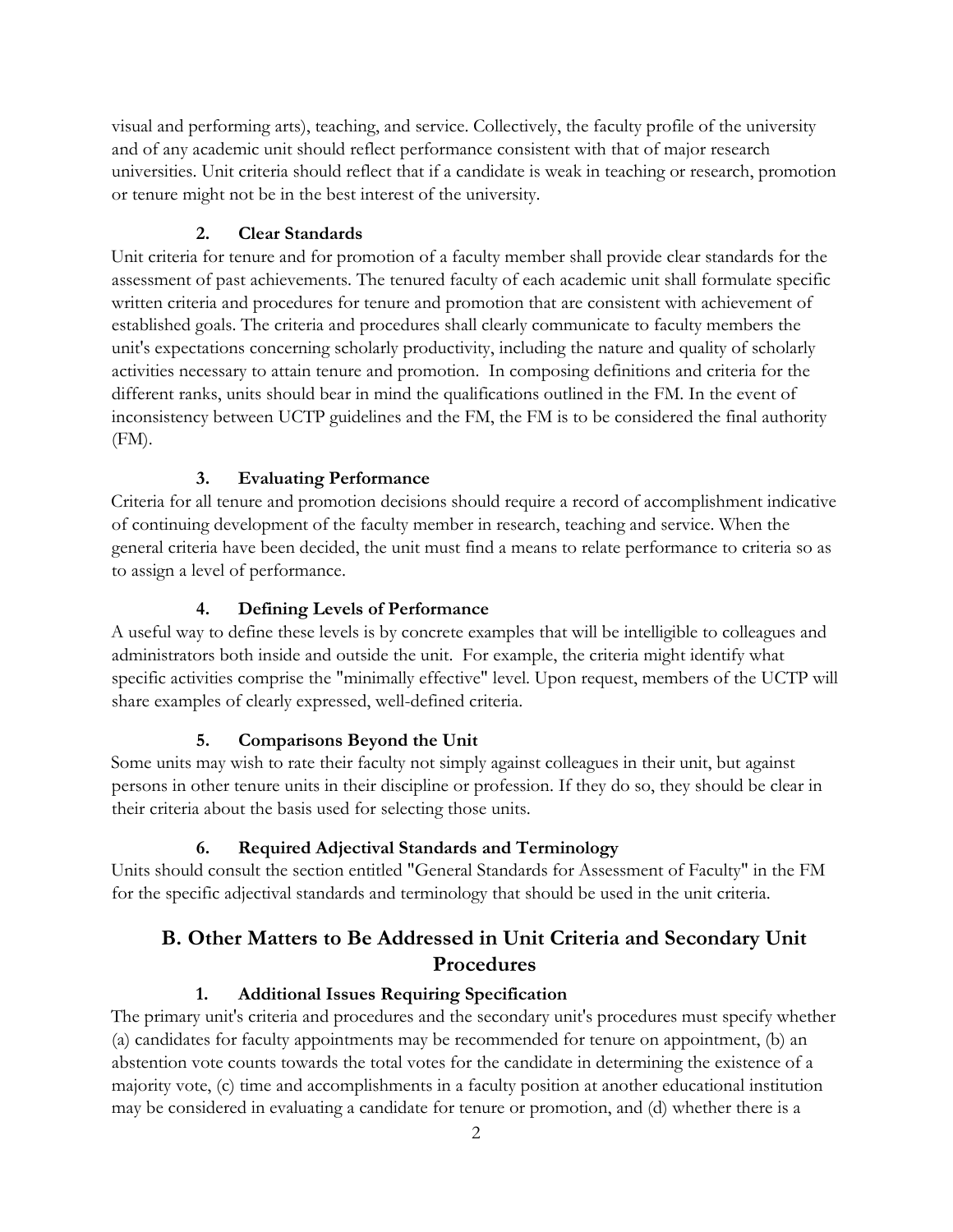visual and performing arts), teaching, and service. Collectively, the faculty profile of the university and of any academic unit should reflect performance consistent with that of major research universities. Unit criteria should reflect that if a candidate is weak in teaching or research, promotion or tenure might not be in the best interest of the university.

#### 2. Clear Standards

Unit criteria for tenure and for promotion of a faculty member shall provide clear standards for the assessment of past achievements. The tenured faculty of each academic unit shall formulate specific written criteria and procedures for tenure and promotion that are consistent with achievement of established goals. The criteria and procedures shall clearly communicate to faculty members the unit's expectations concerning scholarly productivity, including the nature and quality of scholarly activities necessary to attain tenure and promotion. In composing definitions and criteria for the different ranks, units should bear in mind the qualifications outlined in the FM. In the event of inconsistency between UCTP guidelines and the FM, the FM is to be considered the final authority (FM).

#### 3. Evaluating Performance

Criteria for all tenure and promotion decisions should require a record of accomplishment indicative of continuing development of the faculty member in research, teaching and service. When the general criteria have been decided, the unit must find a means to relate performance to criteria so as to assign a level of performance.

#### 4. Defining Levels of Performance

A useful way to define these levels is by concrete examples that will be intelligible to colleagues and administrators both inside and outside the unit. For example, the criteria might identify what specific activities comprise the "minimally effective" level. Upon request, members of the UCTP will share examples of clearly expressed, well-defined criteria.

#### 5. Comparisons Beyond the Unit

Some units may wish to rate their faculty not simply against colleagues in their unit, but against persons in other tenure units in their discipline or profession. If they do so, they should be clear in their criteria about the basis used for selecting those units.

#### 6. Required Adjectival Standards and Terminology

Units should consult the section entitled "General Standards for Assessment of Faculty" in the FM for the specific adjectival standards and terminology that should be used in the unit criteria.

## B. Other Matters to Be Addressed in Unit Criteria and Secondary Unit Procedures

#### 1. Additional Issues Requiring Specification

The primary unit's criteria and procedures and the secondary unit's procedures must specify whether (a) candidates for faculty appointments may be recommended for tenure on appointment, (b) an abstention vote counts towards the total votes for the candidate in determining the existence of a majority vote, (c) time and accomplishments in a faculty position at another educational institution may be considered in evaluating a candidate for tenure or promotion, and (d) whether there is a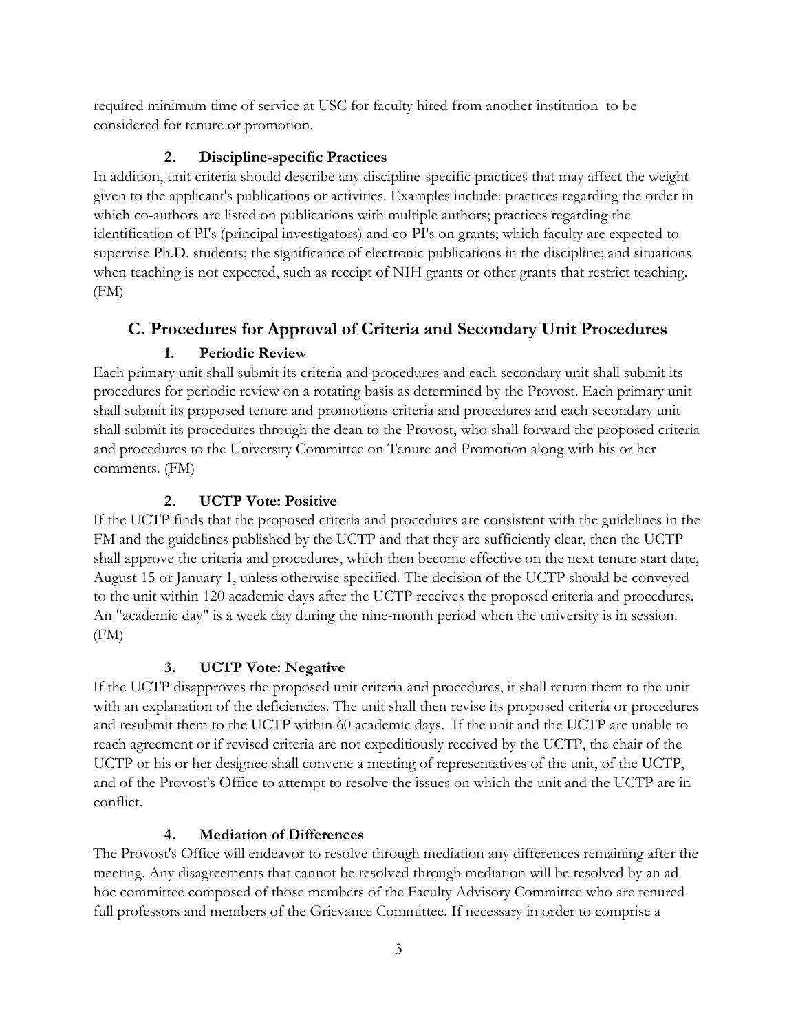required minimum time of service at USC for faculty hired from another institution to be considered for tenure or promotion.

#### 2. Discipline-specific Practices

In addition, unit criteria should describe any discipline-specific practices that may affect the weight given to the applicant's publications or activities. Examples include: practices regarding the order in which co-authors are listed on publications with multiple authors; practices regarding the identification of PI's (principal investigators) and co-PI's on grants; which faculty are expected to supervise Ph.D. students; the significance of electronic publications in the discipline; and situations when teaching is not expected, such as receipt of NIH grants or other grants that restrict teaching. (FM)

### C. Procedures for Approval of Criteria and Secondary Unit Procedures

#### 1. Periodic Review

Each primary unit shall submit its criteria and procedures and each secondary unit shall submit its procedures for periodic review on a rotating basis as determined by the Provost. Each primary unit shall submit its proposed tenure and promotions criteria and procedures and each secondary unit shall submit its procedures through the dean to the Provost, who shall forward the proposed criteria and procedures to the University Committee on Tenure and Promotion along with his or her comments. (FM)

#### 2. UCTP Vote: Positive

If the UCTP finds that the proposed criteria and procedures are consistent with the guidelines in the FM and the guidelines published by the UCTP and that they are sufficiently clear, then the UCTP shall approve the criteria and procedures, which then become effective on the next tenure start date, August 15 or January 1, unless otherwise specified. The decision of the UCTP should be conveyed to the unit within 120 academic days after the UCTP receives the proposed criteria and procedures. An "academic day" is a week day during the nine-month period when the university is in session. (FM)

#### 3. UCTP Vote: Negative

If the UCTP disapproves the proposed unit criteria and procedures, it shall return them to the unit with an explanation of the deficiencies. The unit shall then revise its proposed criteria or procedures and resubmit them to the UCTP within 60 academic days. If the unit and the UCTP are unable to reach agreement or if revised criteria are not expeditiously received by the UCTP, the chair of the UCTP or his or her designee shall convene a meeting of representatives of the unit, of the UCTP, and of the Provost's Office to attempt to resolve the issues on which the unit and the UCTP are in conflict.

#### 4. Mediation of Differences

The Provost's Office will endeavor to resolve through mediation any differences remaining after the meeting. Any disagreements that cannot be resolved through mediation will be resolved by an ad hoc committee composed of those members of the Faculty Advisory Committee who are tenured full professors and members of the Grievance Committee. If necessary in order to comprise a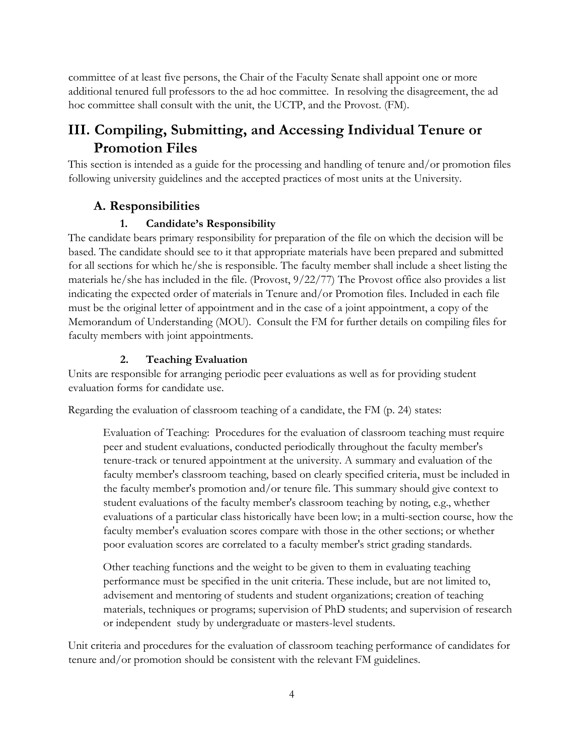committee of at least five persons, the Chair of the Faculty Senate shall appoint one or more additional tenured full professors to the ad hoc committee. In resolving the disagreement, the ad hoc committee shall consult with the unit, the UCTP, and the Provost. (FM).

# III. Compiling, Submitting, and Accessing Individual Tenure or Promotion Files

This section is intended as a guide for the processing and handling of tenure and/or promotion files following university guidelines and the accepted practices of most units at the University.

## A. Responsibilities

### 1. Candidate's Responsibility

The candidate bears primary responsibility for preparation of the file on which the decision will be based. The candidate should see to it that appropriate materials have been prepared and submitted for all sections for which he/she is responsible. The faculty member shall include a sheet listing the materials he/she has included in the file. (Provost, 9/22/77) The Provost office also provides a list indicating the expected order of materials in Tenure and/or Promotion files. Included in each file must be the original letter of appointment and in the case of a joint appointment, a copy of the Memorandum of Understanding (MOU). Consult the FM for further details on compiling files for faculty members with joint appointments.

### 2. Teaching Evaluation

Units are responsible for arranging periodic peer evaluations as well as for providing student evaluation forms for candidate use.

Regarding the evaluation of classroom teaching of a candidate, the FM (p. 24) states:

> Evaluation of Teaching: Procedures for the evaluation of classroom teaching must require peer and student evaluations, conducted periodically throughout the faculty member's tenure-track or tenured appointment at the university. A summary and evaluation of the faculty member's classroom teaching, based on clearly specified criteria, must be included in the faculty member's promotion and/or tenure file. This summary should give context to student evaluations of the faculty member's classroom teaching by noting, e.g., whether evaluations of a particular class historically have been low; in a multi-section course, how the faculty member's evaluation scores compare with those in the other sections; or whether poor evaluation scores are correlated to a faculty member's strict grading standards.
>
> Other teaching functions and the weight to be given to them in evaluating teaching performance must be specified in the unit criteria. These include, but are not limited to, advisement and mentoring of students and student organizations; creation of teaching materials, techniques or programs; supervision of PhD students; and supervision of research or independent study by undergraduate or masters-level students.

Unit criteria and procedures for the evaluation of classroom teaching performance of candidates for tenure and/or promotion should be consistent with the relevant FM guidelines.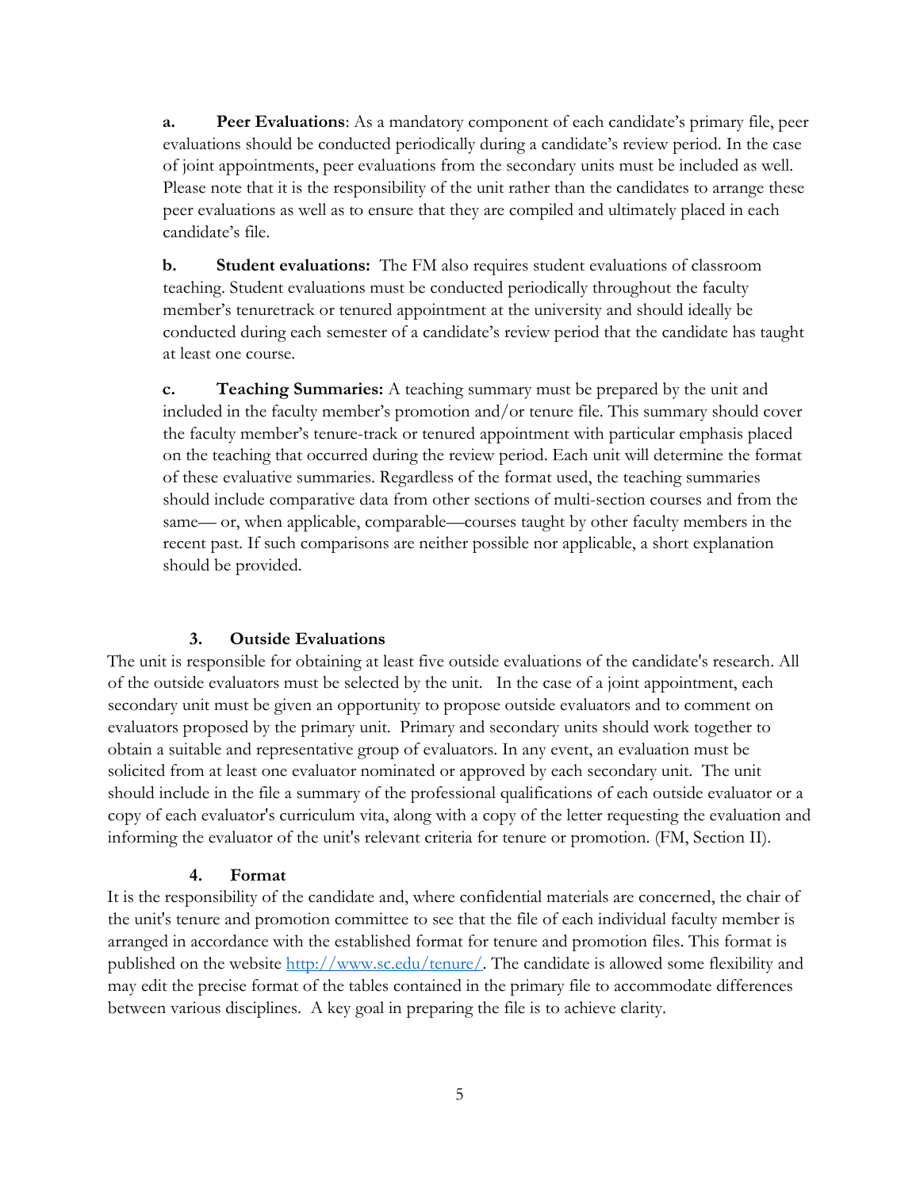**a. Peer Evaluations**: As a mandatory component of each candidate's primary file, peer evaluations should be conducted periodically during a candidate's review period. In the case of joint appointments, peer evaluations from the secondary units must be included as well. Please note that it is the responsibility of the unit rather than the candidates to arrange these peer evaluations as well as to ensure that they are compiled and ultimately placed in each candidate's file.

**b. Student evaluations:** The FM also requires student evaluations of classroom teaching. Student evaluations must be conducted periodically throughout the faculty member's tenuretrack or tenured appointment at the university and should ideally be conducted during each semester of a candidate's review period that the candidate has taught at least one course.

**c. Teaching Summaries:** A teaching summary must be prepared by the unit and included in the faculty member's promotion and/or tenure file. This summary should cover the faculty member's tenure-track or tenured appointment with particular emphasis placed on the teaching that occurred during the review period. Each unit will determine the format of these evaluative summaries. Regardless of the format used, the teaching summaries should include comparative data from other sections of multi-section courses and from the same— or, when applicable, comparable—courses taught by other faculty members in the recent past. If such comparisons are neither possible nor applicable, a short explanation should be provided.

### 3. Outside Evaluations

The unit is responsible for obtaining at least five outside evaluations of the candidate's research. All of the outside evaluators must be selected by the unit. In the case of a joint appointment, each secondary unit must be given an opportunity to propose outside evaluators and to comment on evaluators proposed by the primary unit. Primary and secondary units should work together to obtain a suitable and representative group of evaluators. In any event, an evaluation must be solicited from at least one evaluator nominated or approved by each secondary unit. The unit should include in the file a summary of the professional qualifications of each outside evaluator or a copy of each evaluator's curriculum vita, along with a copy of the letter requesting the evaluation and informing the evaluator of the unit's relevant criteria for tenure or promotion. (FM, Section II).

### 4. Format

It is the responsibility of the candidate and, where confidential materials are concerned, the chair of the unit's tenure and promotion committee to see that the file of each individual faculty member is arranged in accordance with the established format for tenure and promotion files. This format is published on the website http://www.sc.edu/tenure/. The candidate is allowed some flexibility and may edit the precise format of the tables contained in the primary file to accommodate differences between various disciplines. A key goal in preparing the file is to achieve clarity.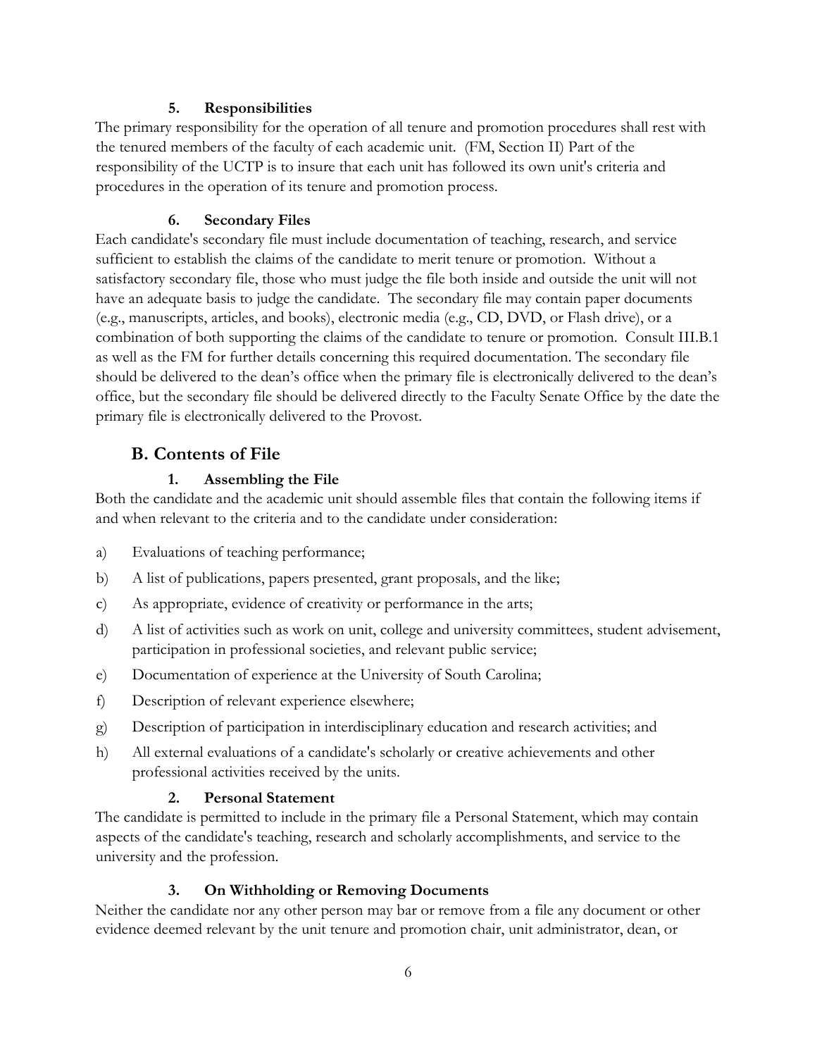#### 5. Responsibilities

The primary responsibility for the operation of all tenure and promotion procedures shall rest with the tenured members of the faculty of each academic unit. (FM, Section II) Part of the responsibility of the UCTP is to insure that each unit has followed its own unit's criteria and procedures in the operation of its tenure and promotion process.

#### 6. Secondary Files

Each candidate's secondary file must include documentation of teaching, research, and service sufficient to establish the claims of the candidate to merit tenure or promotion. Without a satisfactory secondary file, those who must judge the file both inside and outside the unit will not have an adequate basis to judge the candidate. The secondary file may contain paper documents (e.g., manuscripts, articles, and books), electronic media (e.g., CD, DVD, or Flash drive), or a combination of both supporting the claims of the candidate to tenure or promotion. Consult III.B.1 as well as the FM for further details concerning this required documentation. The secondary file should be delivered to the dean's office when the primary file is electronically delivered to the dean's office, but the secondary file should be delivered directly to the Faculty Senate Office by the date the primary file is electronically delivered to the Provost.

### B. Contents of File

#### 1. Assembling the File

Both the candidate and the academic unit should assemble files that contain the following items if and when relevant to the criteria and to the candidate under consideration:

a) Evaluations of teaching performance;

b) A list of publications, papers presented, grant proposals, and the like;

c) As appropriate, evidence of creativity or performance in the arts;

d) A list of activities such as work on unit, college and university committees, student advisement, participation in professional societies, and relevant public service;

e) Documentation of experience at the University of South Carolina;

f) Description of relevant experience elsewhere;

g) Description of participation in interdisciplinary education and research activities; and

h) All external evaluations of a candidate's scholarly or creative achievements and other professional activities received by the units.

#### 2. Personal Statement

The candidate is permitted to include in the primary file a Personal Statement, which may contain aspects of the candidate's teaching, research and scholarly accomplishments, and service to the university and the profession.

#### 3. On Withholding or Removing Documents

Neither the candidate nor any other person may bar or remove from a file any document or other evidence deemed relevant by the unit tenure and promotion chair, unit administrator, dean, or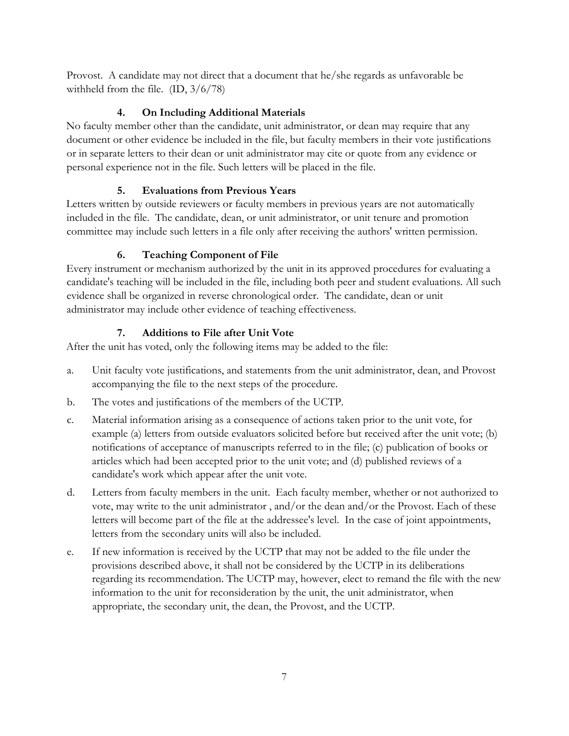Provost. A candidate may not direct that a document that he/she regards as unfavorable be withheld from the file. (ID, 3/6/78)

#### 4. On Including Additional Materials

No faculty member other than the candidate, unit administrator, or dean may require that any document or other evidence be included in the file, but faculty members in their vote justifications or in separate letters to their dean or unit administrator may cite or quote from any evidence or personal experience not in the file. Such letters will be placed in the file.

#### 5. Evaluations from Previous Years

Letters written by outside reviewers or faculty members in previous years are not automatically included in the file. The candidate, dean, or unit administrator, or unit tenure and promotion committee may include such letters in a file only after receiving the authors' written permission.

#### 6. Teaching Component of File

Every instrument or mechanism authorized by the unit in its approved procedures for evaluating a candidate's teaching will be included in the file, including both peer and student evaluations. All such evidence shall be organized in reverse chronological order. The candidate, dean or unit administrator may include other evidence of teaching effectiveness.

#### 7. Additions to File after Unit Vote

After the unit has voted, only the following items may be added to the file:

a. Unit faculty vote justifications, and statements from the unit administrator, dean, and Provost accompanying the file to the next steps of the procedure.

b. The votes and justifications of the members of the UCTP.

c. Material information arising as a consequence of actions taken prior to the unit vote, for example (a) letters from outside evaluators solicited before but received after the unit vote; (b) notifications of acceptance of manuscripts referred to in the file; (c) publication of books or articles which had been accepted prior to the unit vote; and (d) published reviews of a candidate's work which appear after the unit vote.

d. Letters from faculty members in the unit. Each faculty member, whether or not authorized to vote, may write to the unit administrator , and/or the dean and/or the Provost. Each of these letters will become part of the file at the addressee's level. In the case of joint appointments, letters from the secondary units will also be included.

e. If new information is received by the UCTP that may not be added to the file under the provisions described above, it shall not be considered by the UCTP in its deliberations regarding its recommendation. The UCTP may, however, elect to remand the file with the new information to the unit for reconsideration by the unit, the unit administrator, when appropriate, the secondary unit, the dean, the Provost, and the UCTP.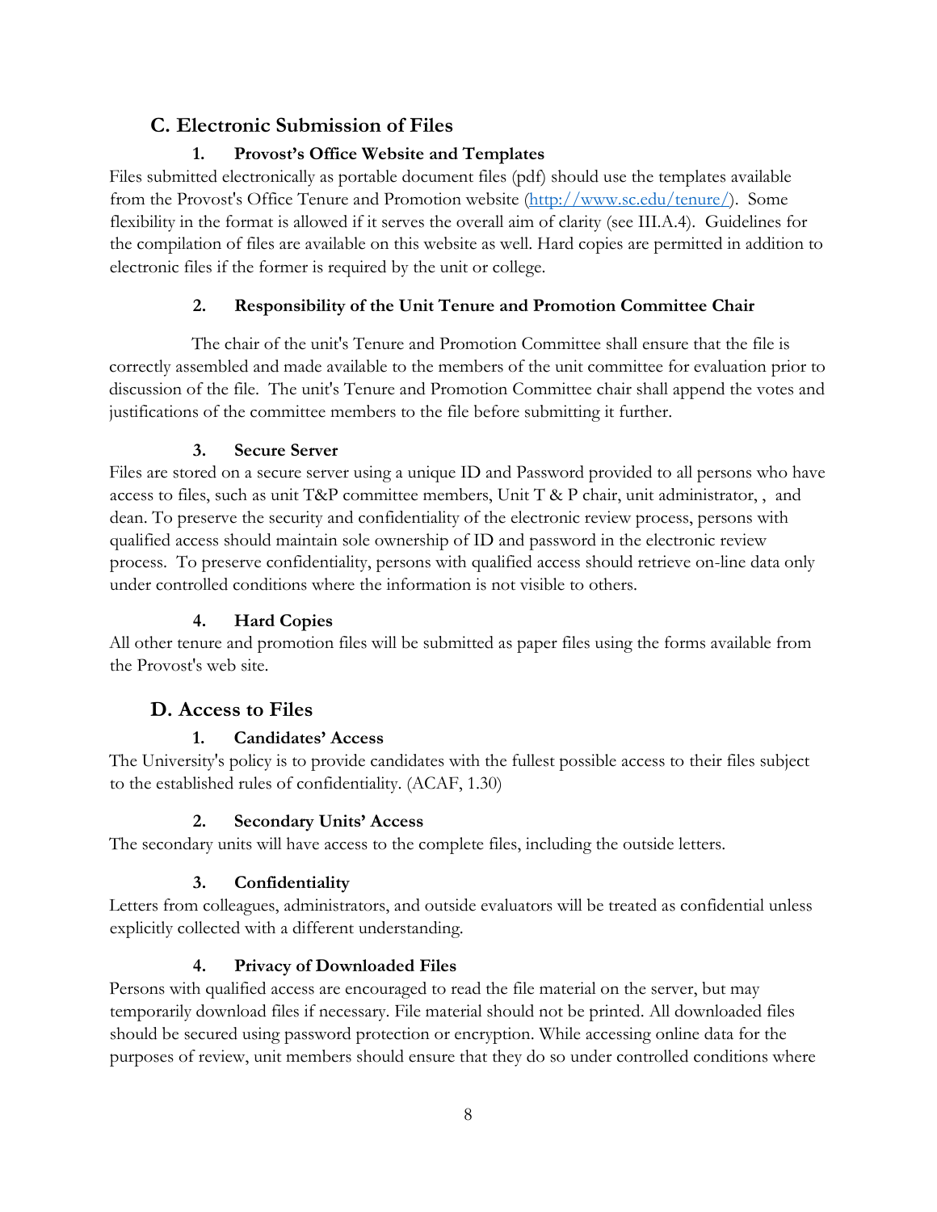## C. Electronic Submission of Files

### 1. Provost's Office Website and Templates

Files submitted electronically as portable document files (pdf) should use the templates available from the Provost's Office Tenure and Promotion website (http://www.sc.edu/tenure/). Some flexibility in the format is allowed if it serves the overall aim of clarity (see III.A.4). Guidelines for the compilation of files are available on this website as well. Hard copies are permitted in addition to electronic files if the former is required by the unit or college.

### 2. Responsibility of the Unit Tenure and Promotion Committee Chair

The chair of the unit's Tenure and Promotion Committee shall ensure that the file is correctly assembled and made available to the members of the unit committee for evaluation prior to discussion of the file. The unit's Tenure and Promotion Committee chair shall append the votes and justifications of the committee members to the file before submitting it further.

### 3. Secure Server

Files are stored on a secure server using a unique ID and Password provided to all persons who have access to files, such as unit T&P committee members, Unit T & P chair, unit administrator, , and dean. To preserve the security and confidentiality of the electronic review process, persons with qualified access should maintain sole ownership of ID and password in the electronic review process. To preserve confidentiality, persons with qualified access should retrieve on-line data only under controlled conditions where the information is not visible to others.

### 4. Hard Copies

All other tenure and promotion files will be submitted as paper files using the forms available from the Provost's web site.

## D. Access to Files

### 1. Candidates' Access

The University's policy is to provide candidates with the fullest possible access to their files subject to the established rules of confidentiality. (ACAF, 1.30)

### 2. Secondary Units' Access

The secondary units will have access to the complete files, including the outside letters.

### 3. Confidentiality

Letters from colleagues, administrators, and outside evaluators will be treated as confidential unless explicitly collected with a different understanding.

### 4. Privacy of Downloaded Files

Persons with qualified access are encouraged to read the file material on the server, but may temporarily download files if necessary. File material should not be printed. All downloaded files should be secured using password protection or encryption. While accessing online data for the purposes of review, unit members should ensure that they do so under controlled conditions where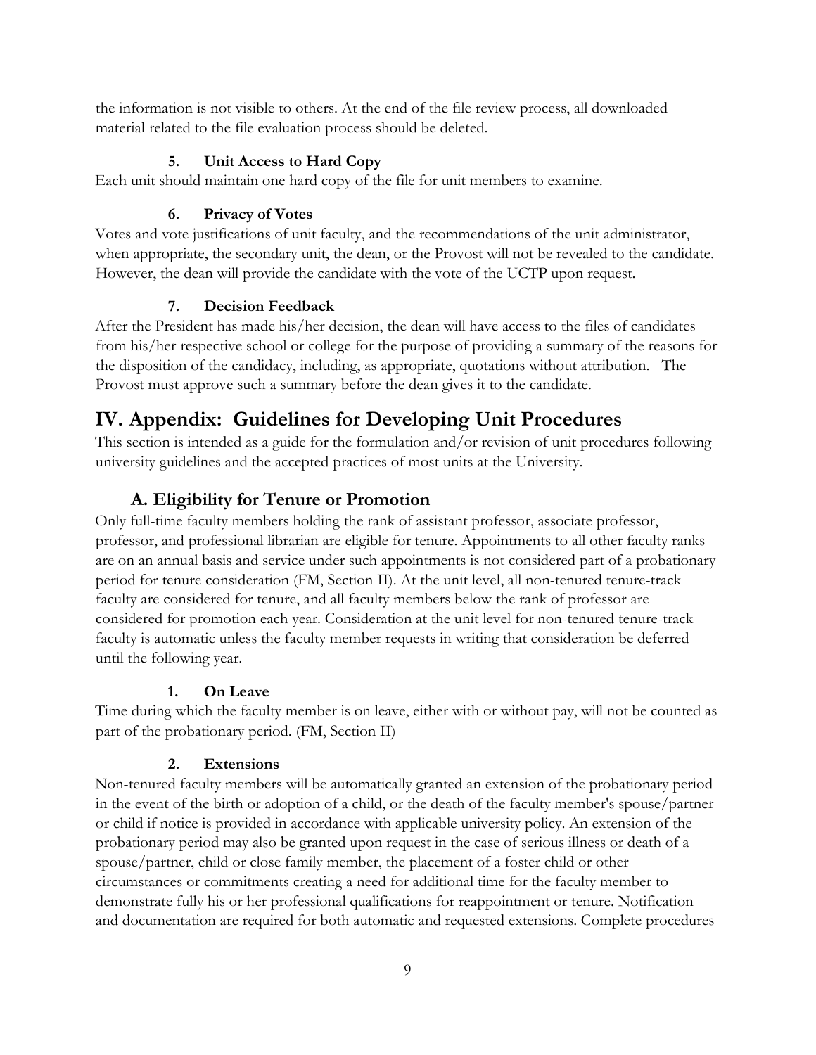the information is not visible to others. At the end of the file review process, all downloaded material related to the file evaluation process should be deleted.

#### 5. Unit Access to Hard Copy

Each unit should maintain one hard copy of the file for unit members to examine.

#### 6. Privacy of Votes

Votes and vote justifications of unit faculty, and the recommendations of the unit administrator, when appropriate, the secondary unit, the dean, or the Provost will not be revealed to the candidate. However, the dean will provide the candidate with the vote of the UCTP upon request.

#### 7. Decision Feedback

After the President has made his/her decision, the dean will have access to the files of candidates from his/her respective school or college for the purpose of providing a summary of the reasons for the disposition of the candidacy, including, as appropriate, quotations without attribution. The Provost must approve such a summary before the dean gives it to the candidate.

# IV. Appendix: Guidelines for Developing Unit Procedures

This section is intended as a guide for the formulation and/or revision of unit procedures following university guidelines and the accepted practices of most units at the University.

## A. Eligibility for Tenure or Promotion

Only full-time faculty members holding the rank of assistant professor, associate professor, professor, and professional librarian are eligible for tenure. Appointments to all other faculty ranks are on an annual basis and service under such appointments is not considered part of a probationary period for tenure consideration (FM, Section II). At the unit level, all non-tenured tenure-track faculty are considered for tenure, and all faculty members below the rank of professor are considered for promotion each year. Consideration at the unit level for non-tenured tenure-track faculty is automatic unless the faculty member requests in writing that consideration be deferred until the following year.

#### 1. On Leave

Time during which the faculty member is on leave, either with or without pay, will not be counted as part of the probationary period. (FM, Section II)

#### 2. Extensions

Non-tenured faculty members will be automatically granted an extension of the probationary period in the event of the birth or adoption of a child, or the death of the faculty member's spouse/partner or child if notice is provided in accordance with applicable university policy. An extension of the probationary period may also be granted upon request in the case of serious illness or death of a spouse/partner, child or close family member, the placement of a foster child or other circumstances or commitments creating a need for additional time for the faculty member to demonstrate fully his or her professional qualifications for reappointment or tenure. Notification and documentation are required for both automatic and requested extensions. Complete procedures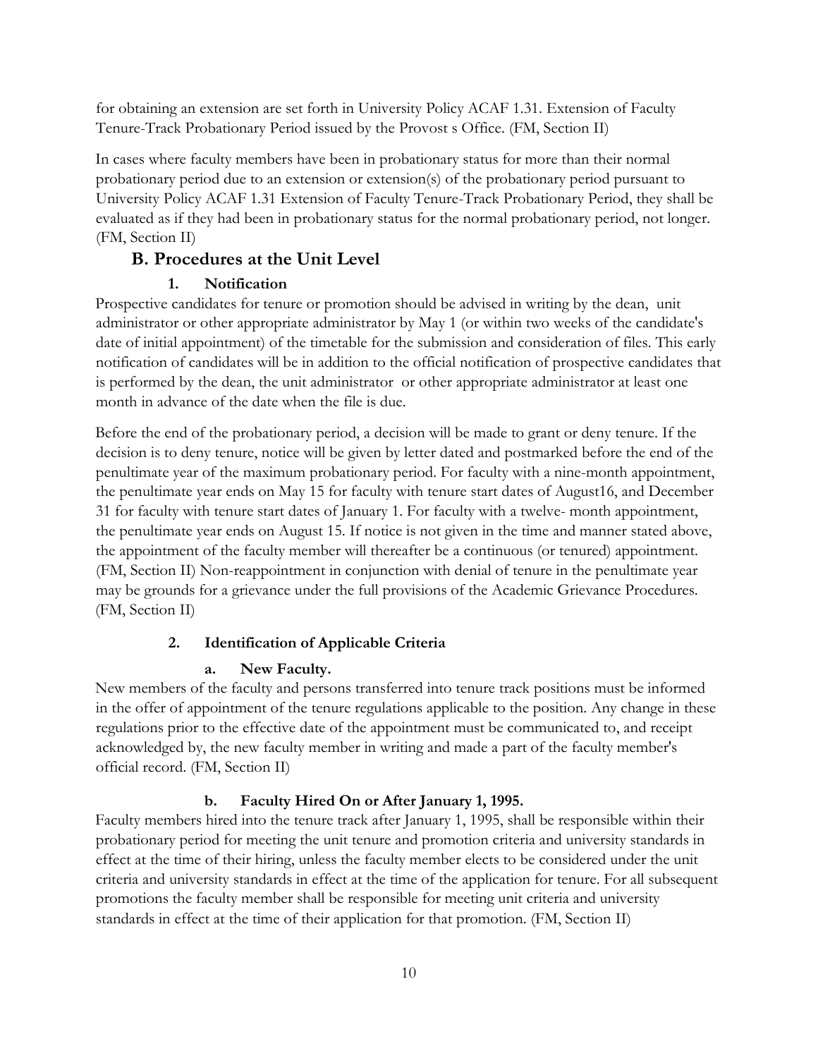for obtaining an extension are set forth in University Policy ACAF 1.31. Extension of Faculty Tenure-Track Probationary Period issued by the Provost s Office. (FM, Section II)

In cases where faculty members have been in probationary status for more than their normal probationary period due to an extension or extension(s) of the probationary period pursuant to University Policy ACAF 1.31 Extension of Faculty Tenure-Track Probationary Period, they shall be evaluated as if they had been in probationary status for the normal probationary period, not longer. (FM, Section II)

## B. Procedures at the Unit Level

### 1. Notification

Prospective candidates for tenure or promotion should be advised in writing by the dean, unit administrator or other appropriate administrator by May 1 (or within two weeks of the candidate's date of initial appointment) of the timetable for the submission and consideration of files. This early notification of candidates will be in addition to the official notification of prospective candidates that is performed by the dean, the unit administrator or other appropriate administrator at least one month in advance of the date when the file is due.

Before the end of the probationary period, a decision will be made to grant or deny tenure. If the decision is to deny tenure, notice will be given by letter dated and postmarked before the end of the penultimate year of the maximum probationary period. For faculty with a nine-month appointment, the penultimate year ends on May 15 for faculty with tenure start dates of August16, and December 31 for faculty with tenure start dates of January 1. For faculty with a twelve- month appointment, the penultimate year ends on August 15. If notice is not given in the time and manner stated above, the appointment of the faculty member will thereafter be a continuous (or tenured) appointment. (FM, Section II) Non-reappointment in conjunction with denial of tenure in the penultimate year may be grounds for a grievance under the full provisions of the Academic Grievance Procedures. (FM, Section II)

### 2. Identification of Applicable Criteria

#### a. New Faculty.

New members of the faculty and persons transferred into tenure track positions must be informed in the offer of appointment of the tenure regulations applicable to the position. Any change in these regulations prior to the effective date of the appointment must be communicated to, and receipt acknowledged by, the new faculty member in writing and made a part of the faculty member's official record. (FM, Section II)

#### b. Faculty Hired On or After January 1, 1995.

Faculty members hired into the tenure track after January 1, 1995, shall be responsible within their probationary period for meeting the unit tenure and promotion criteria and university standards in effect at the time of their hiring, unless the faculty member elects to be considered under the unit criteria and university standards in effect at the time of the application for tenure. For all subsequent promotions the faculty member shall be responsible for meeting unit criteria and university standards in effect at the time of their application for that promotion. (FM, Section II)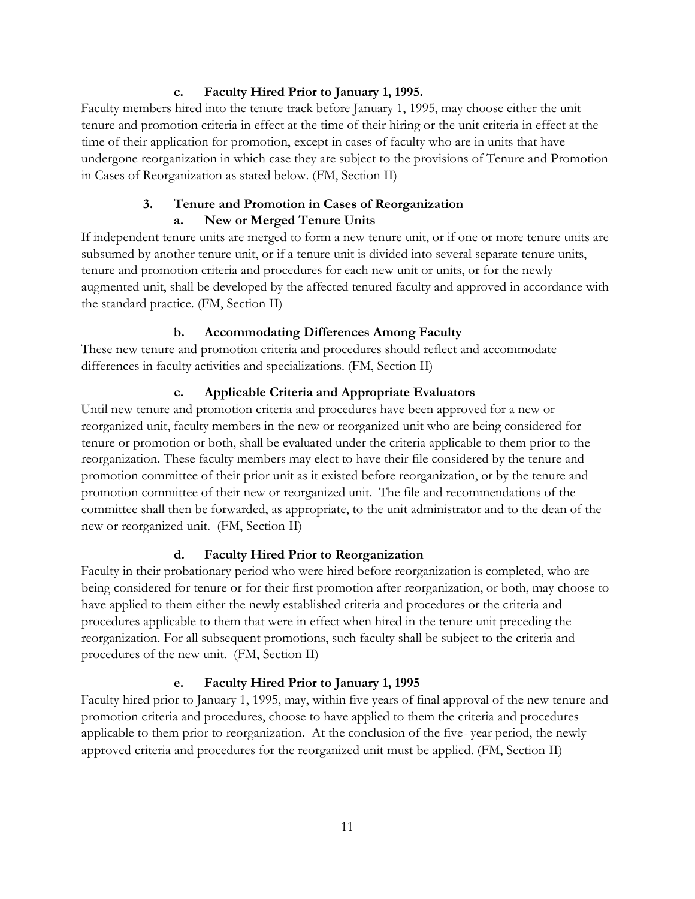#### c. Faculty Hired Prior to January 1, 1995.

Faculty members hired into the tenure track before January 1, 1995, may choose either the unit tenure and promotion criteria in effect at the time of their hiring or the unit criteria in effect at the time of their application for promotion, except in cases of faculty who are in units that have undergone reorganization in which case they are subject to the provisions of Tenure and Promotion in Cases of Reorganization as stated below. (FM, Section II)

### 3. Tenure and Promotion in Cases of Reorganization

#### a. New or Merged Tenure Units

If independent tenure units are merged to form a new tenure unit, or if one or more tenure units are subsumed by another tenure unit, or if a tenure unit is divided into several separate tenure units, tenure and promotion criteria and procedures for each new unit or units, or for the newly augmented unit, shall be developed by the affected tenured faculty and approved in accordance with the standard practice. (FM, Section II)

#### b. Accommodating Differences Among Faculty

These new tenure and promotion criteria and procedures should reflect and accommodate differences in faculty activities and specializations. (FM, Section II)

#### c. Applicable Criteria and Appropriate Evaluators

Until new tenure and promotion criteria and procedures have been approved for a new or reorganized unit, faculty members in the new or reorganized unit who are being considered for tenure or promotion or both, shall be evaluated under the criteria applicable to them prior to the reorganization. These faculty members may elect to have their file considered by the tenure and promotion committee of their prior unit as it existed before reorganization, or by the tenure and promotion committee of their new or reorganized unit. The file and recommendations of the committee shall then be forwarded, as appropriate, to the unit administrator and to the dean of the new or reorganized unit. (FM, Section II)

#### d. Faculty Hired Prior to Reorganization

Faculty in their probationary period who were hired before reorganization is completed, who are being considered for tenure or for their first promotion after reorganization, or both, may choose to have applied to them either the newly established criteria and procedures or the criteria and procedures applicable to them that were in effect when hired in the tenure unit preceding the reorganization. For all subsequent promotions, such faculty shall be subject to the criteria and procedures of the new unit. (FM, Section II)

#### e. Faculty Hired Prior to January 1, 1995

Faculty hired prior to January 1, 1995, may, within five years of final approval of the new tenure and promotion criteria and procedures, choose to have applied to them the criteria and procedures applicable to them prior to reorganization. At the conclusion of the five- year period, the newly approved criteria and procedures for the reorganized unit must be applied. (FM, Section II)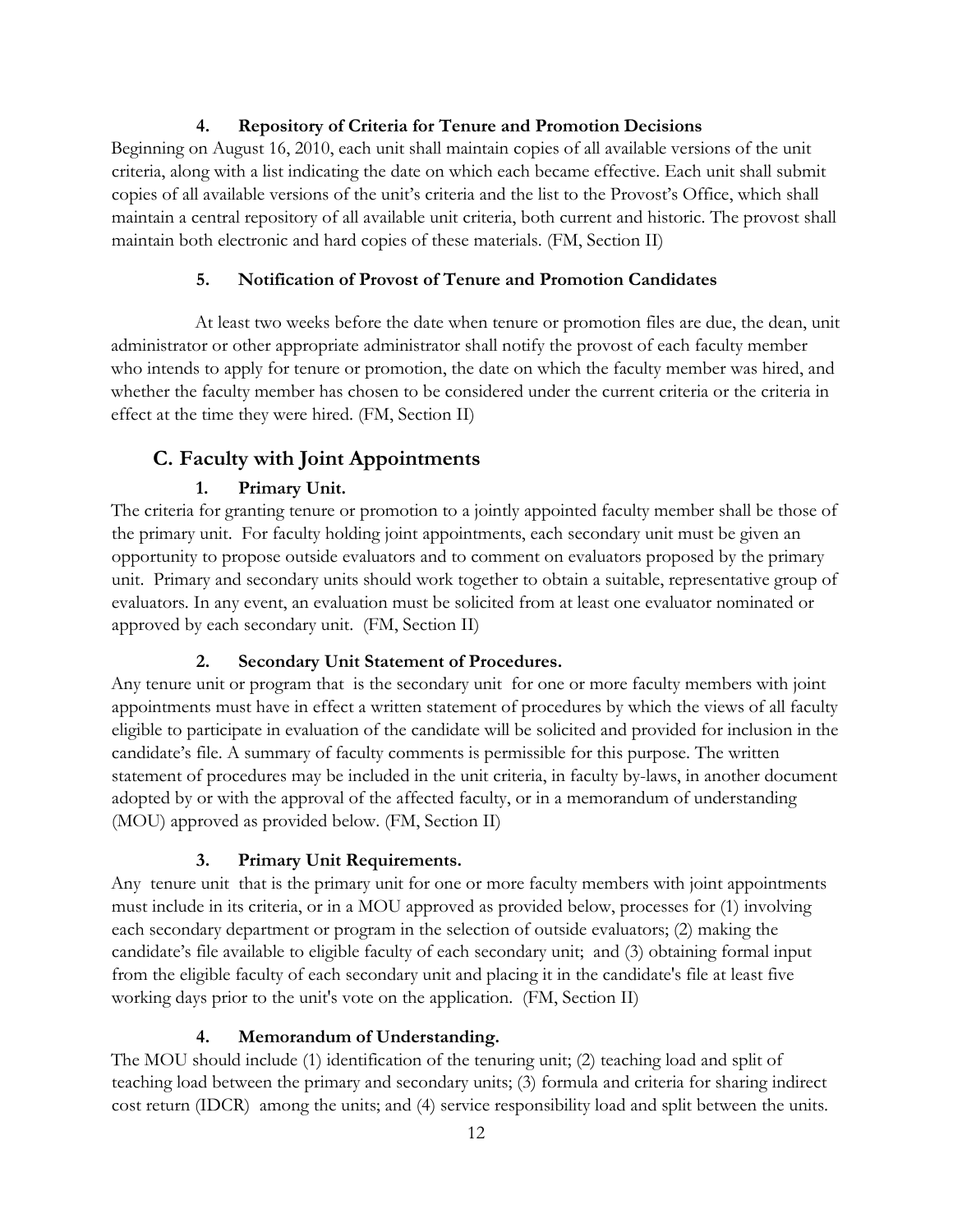#### 4. Repository of Criteria for Tenure and Promotion Decisions

Beginning on August 16, 2010, each unit shall maintain copies of all available versions of the unit criteria, along with a list indicating the date on which each became effective. Each unit shall submit copies of all available versions of the unit's criteria and the list to the Provost's Office, which shall maintain a central repository of all available unit criteria, both current and historic. The provost shall maintain both electronic and hard copies of these materials. (FM, Section II)

#### 5. Notification of Provost of Tenure and Promotion Candidates

At least two weeks before the date when tenure or promotion files are due, the dean, unit administrator or other appropriate administrator shall notify the provost of each faculty member who intends to apply for tenure or promotion, the date on which the faculty member was hired, and whether the faculty member has chosen to be considered under the current criteria or the criteria in effect at the time they were hired. (FM, Section II)

## C. Faculty with Joint Appointments

#### 1. Primary Unit.

The criteria for granting tenure or promotion to a jointly appointed faculty member shall be those of the primary unit. For faculty holding joint appointments, each secondary unit must be given an opportunity to propose outside evaluators and to comment on evaluators proposed by the primary unit. Primary and secondary units should work together to obtain a suitable, representative group of evaluators. In any event, an evaluation must be solicited from at least one evaluator nominated or approved by each secondary unit. (FM, Section II)

#### 2. Secondary Unit Statement of Procedures.

Any tenure unit or program that is the secondary unit for one or more faculty members with joint appointments must have in effect a written statement of procedures by which the views of all faculty eligible to participate in evaluation of the candidate will be solicited and provided for inclusion in the candidate's file. A summary of faculty comments is permissible for this purpose. The written statement of procedures may be included in the unit criteria, in faculty by-laws, in another document adopted by or with the approval of the affected faculty, or in a memorandum of understanding (MOU) approved as provided below. (FM, Section II)

#### 3. Primary Unit Requirements.

Any tenure unit that is the primary unit for one or more faculty members with joint appointments must include in its criteria, or in a MOU approved as provided below, processes for (1) involving each secondary department or program in the selection of outside evaluators; (2) making the candidate's file available to eligible faculty of each secondary unit; and (3) obtaining formal input from the eligible faculty of each secondary unit and placing it in the candidate's file at least five working days prior to the unit's vote on the application. (FM, Section II)

#### 4. Memorandum of Understanding.

The MOU should include (1) identification of the tenuring unit; (2) teaching load and split of teaching load between the primary and secondary units; (3) formula and criteria for sharing indirect cost return (IDCR) among the units; and (4) service responsibility load and split between the units.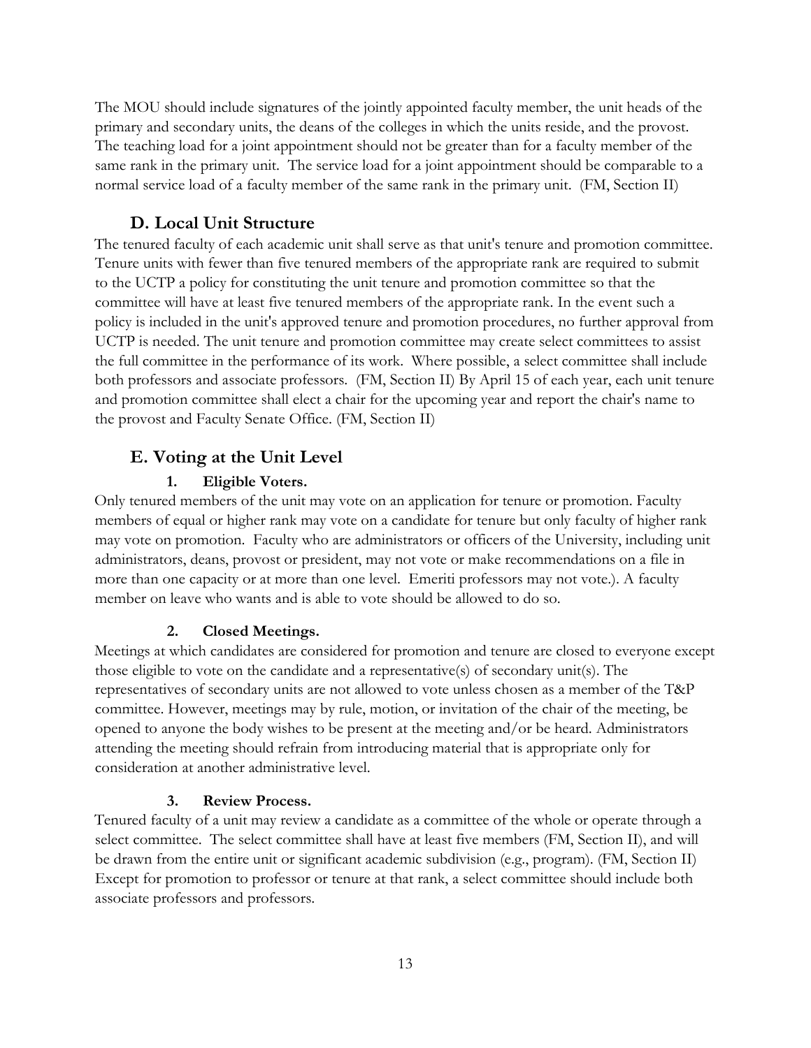The MOU should include signatures of the jointly appointed faculty member, the unit heads of the primary and secondary units, the deans of the colleges in which the units reside, and the provost. The teaching load for a joint appointment should not be greater than for a faculty member of the same rank in the primary unit. The service load for a joint appointment should be comparable to a normal service load of a faculty member of the same rank in the primary unit. (FM, Section II)

## D. Local Unit Structure

The tenured faculty of each academic unit shall serve as that unit's tenure and promotion committee. Tenure units with fewer than five tenured members of the appropriate rank are required to submit to the UCTP a policy for constituting the unit tenure and promotion committee so that the committee will have at least five tenured members of the appropriate rank. In the event such a policy is included in the unit's approved tenure and promotion procedures, no further approval from UCTP is needed. The unit tenure and promotion committee may create select committees to assist the full committee in the performance of its work. Where possible, a select committee shall include both professors and associate professors. (FM, Section II) By April 15 of each year, each unit tenure and promotion committee shall elect a chair for the upcoming year and report the chair's name to the provost and Faculty Senate Office. (FM, Section II)

## E. Voting at the Unit Level

### 1. Eligible Voters.

Only tenured members of the unit may vote on an application for tenure or promotion. Faculty members of equal or higher rank may vote on a candidate for tenure but only faculty of higher rank may vote on promotion. Faculty who are administrators or officers of the University, including unit administrators, deans, provost or president, may not vote or make recommendations on a file in more than one capacity or at more than one level. Emeriti professors may not vote.). A faculty member on leave who wants and is able to vote should be allowed to do so.

### 2. Closed Meetings.

Meetings at which candidates are considered for promotion and tenure are closed to everyone except those eligible to vote on the candidate and a representative(s) of secondary unit(s). The representatives of secondary units are not allowed to vote unless chosen as a member of the T&P committee. However, meetings may by rule, motion, or invitation of the chair of the meeting, be opened to anyone the body wishes to be present at the meeting and/or be heard. Administrators attending the meeting should refrain from introducing material that is appropriate only for consideration at another administrative level.

### 3. Review Process.

Tenured faculty of a unit may review a candidate as a committee of the whole or operate through a select committee. The select committee shall have at least five members (FM, Section II), and will be drawn from the entire unit or significant academic subdivision (e.g., program). (FM, Section II) Except for promotion to professor or tenure at that rank, a select committee should include both associate professors and professors.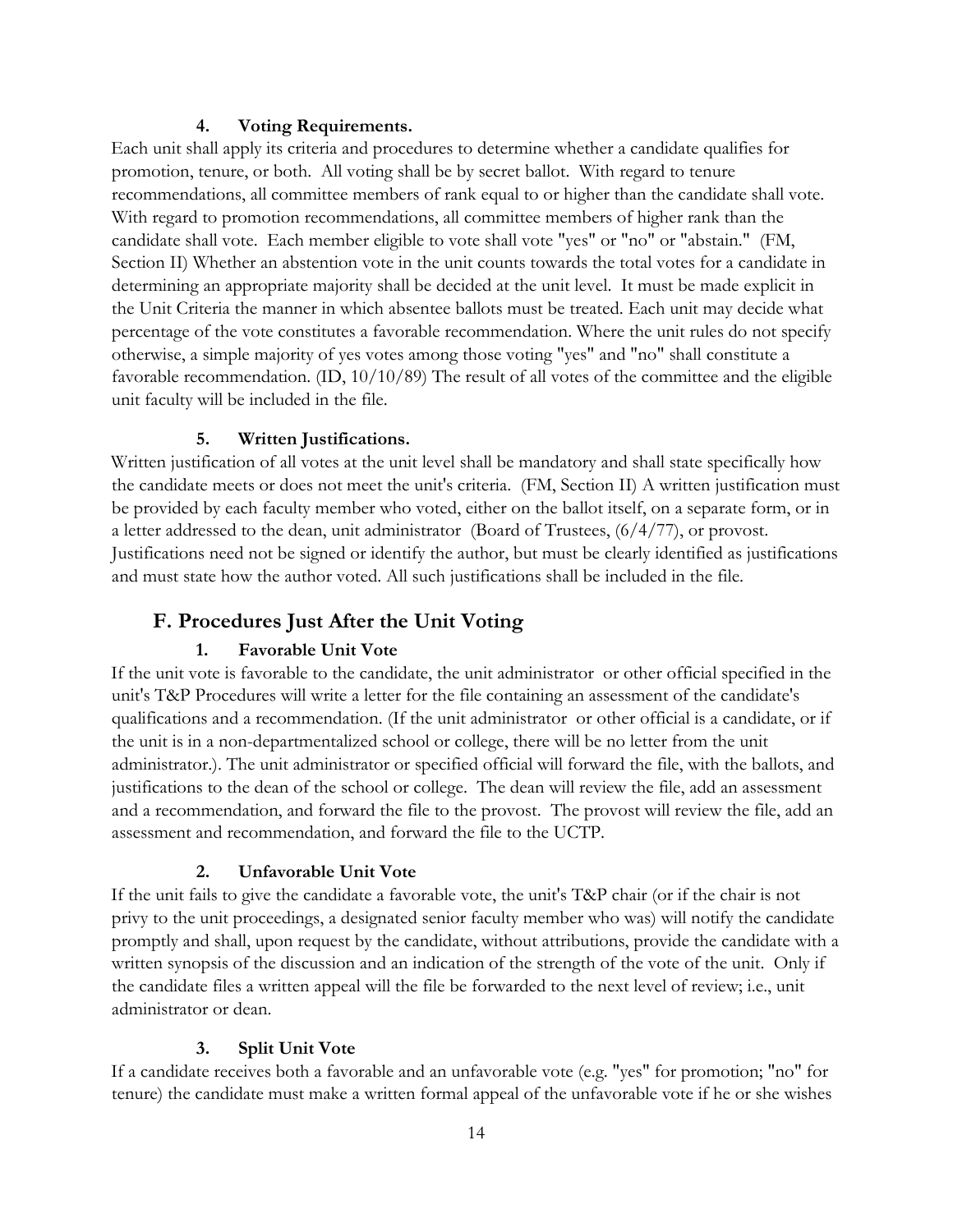#### 4. Voting Requirements.

Each unit shall apply its criteria and procedures to determine whether a candidate qualifies for promotion, tenure, or both. All voting shall be by secret ballot. With regard to tenure recommendations, all committee members of rank equal to or higher than the candidate shall vote. With regard to promotion recommendations, all committee members of higher rank than the candidate shall vote. Each member eligible to vote shall vote "yes" or "no" or "abstain." (FM, Section II) Whether an abstention vote in the unit counts towards the total votes for a candidate in determining an appropriate majority shall be decided at the unit level. It must be made explicit in the Unit Criteria the manner in which absentee ballots must be treated. Each unit may decide what percentage of the vote constitutes a favorable recommendation. Where the unit rules do not specify otherwise, a simple majority of yes votes among those voting "yes" and "no" shall constitute a favorable recommendation. (ID, 10/10/89) The result of all votes of the committee and the eligible unit faculty will be included in the file.

#### 5. Written Justifications.

Written justification of all votes at the unit level shall be mandatory and shall state specifically how the candidate meets or does not meet the unit's criteria. (FM, Section II) A written justification must be provided by each faculty member who voted, either on the ballot itself, on a separate form, or in a letter addressed to the dean, unit administrator (Board of Trustees, (6/4/77), or provost. Justifications need not be signed or identify the author, but must be clearly identified as justifications and must state how the author voted. All such justifications shall be included in the file.

## F. Procedures Just After the Unit Voting

#### 1. Favorable Unit Vote

If the unit vote is favorable to the candidate, the unit administrator or other official specified in the unit's T&P Procedures will write a letter for the file containing an assessment of the candidate's qualifications and a recommendation. (If the unit administrator or other official is a candidate, or if the unit is in a non-departmentalized school or college, there will be no letter from the unit administrator.). The unit administrator or specified official will forward the file, with the ballots, and justifications to the dean of the school or college. The dean will review the file, add an assessment and a recommendation, and forward the file to the provost. The provost will review the file, add an assessment and recommendation, and forward the file to the UCTP.

#### 2. Unfavorable Unit Vote

If the unit fails to give the candidate a favorable vote, the unit's T&P chair (or if the chair is not privy to the unit proceedings, a designated senior faculty member who was) will notify the candidate promptly and shall, upon request by the candidate, without attributions, provide the candidate with a written synopsis of the discussion and an indication of the strength of the vote of the unit. Only if the candidate files a written appeal will the file be forwarded to the next level of review; i.e., unit administrator or dean.

#### 3. Split Unit Vote

If a candidate receives both a favorable and an unfavorable vote (e.g. "yes" for promotion; "no" for tenure) the candidate must make a written formal appeal of the unfavorable vote if he or she wishes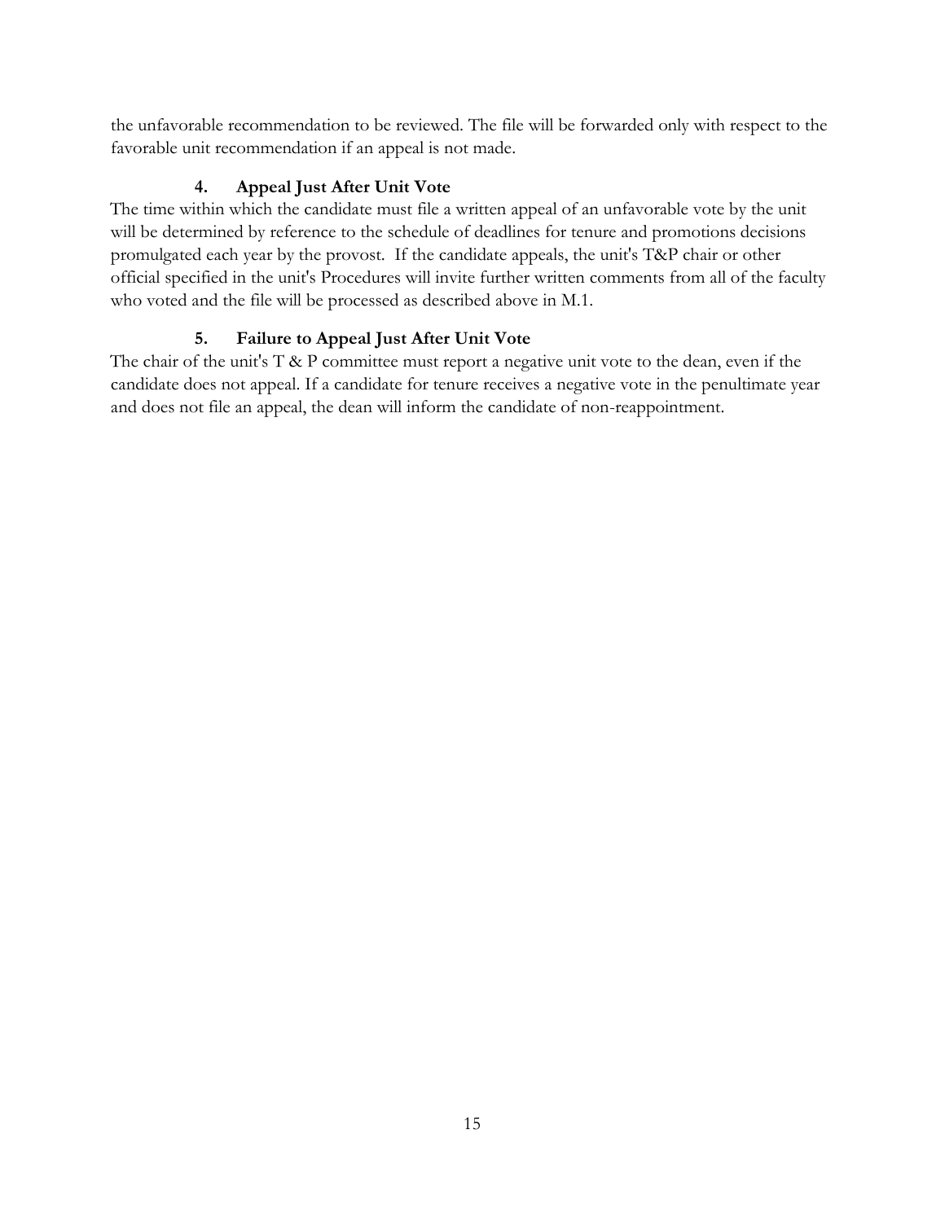the unfavorable recommendation to be reviewed. The file will be forwarded only with respect to the favorable unit recommendation if an appeal is not made.

### 4. Appeal Just After Unit Vote

The time within which the candidate must file a written appeal of an unfavorable vote by the unit will be determined by reference to the schedule of deadlines for tenure and promotions decisions promulgated each year by the provost. If the candidate appeals, the unit's T&P chair or other official specified in the unit's Procedures will invite further written comments from all of the faculty who voted and the file will be processed as described above in M.1.

### 5. Failure to Appeal Just After Unit Vote

The chair of the unit's T & P committee must report a negative unit vote to the dean, even if the candidate does not appeal. If a candidate for tenure receives a negative vote in the penultimate year and does not file an appeal, the dean will inform the candidate of non-reappointment.